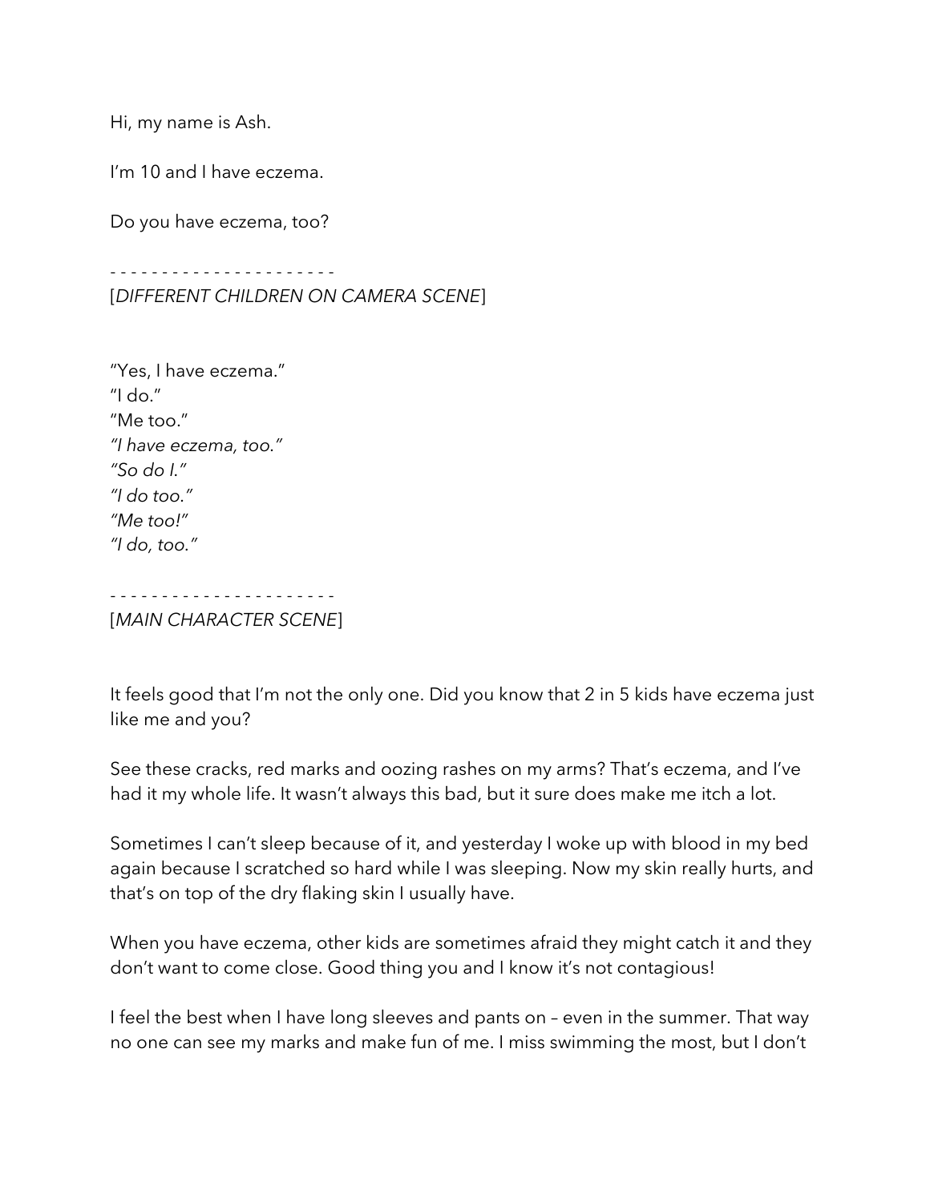Hi, my name is Ash.

I'm 10 and I have eczema.

Do you have eczema, too?

- - - - - - - - - - - - - - - - - - - - - -

[*DIFFERENT CHILDREN ON CAMERA SCENE*]

"Yes, I have eczema."
"I do."
"Me too."
*"I have eczema, too."*
*"So do I."*
*"I do too."*
*"Me too!"*
*"I do, too."*

- - - - - - - - - - - - - - - - - - - - - -

[*MAIN CHARACTER SCENE*]

It feels good that I'm not the only one. Did you know that 2 in 5 kids have eczema just like me and you?

See these cracks, red marks and oozing rashes on my arms? That's eczema, and I've had it my whole life. It wasn't always this bad, but it sure does make me itch a lot.

Sometimes I can't sleep because of it, and yesterday I woke up with blood in my bed again because I scratched so hard while I was sleeping. Now my skin really hurts, and that's on top of the dry flaking skin I usually have.

When you have eczema, other kids are sometimes afraid they might catch it and they don't want to come close. Good thing you and I know it's not contagious!

I feel the best when I have long sleeves and pants on – even in the summer. That way no one can see my marks and make fun of me. I miss swimming the most, but I don't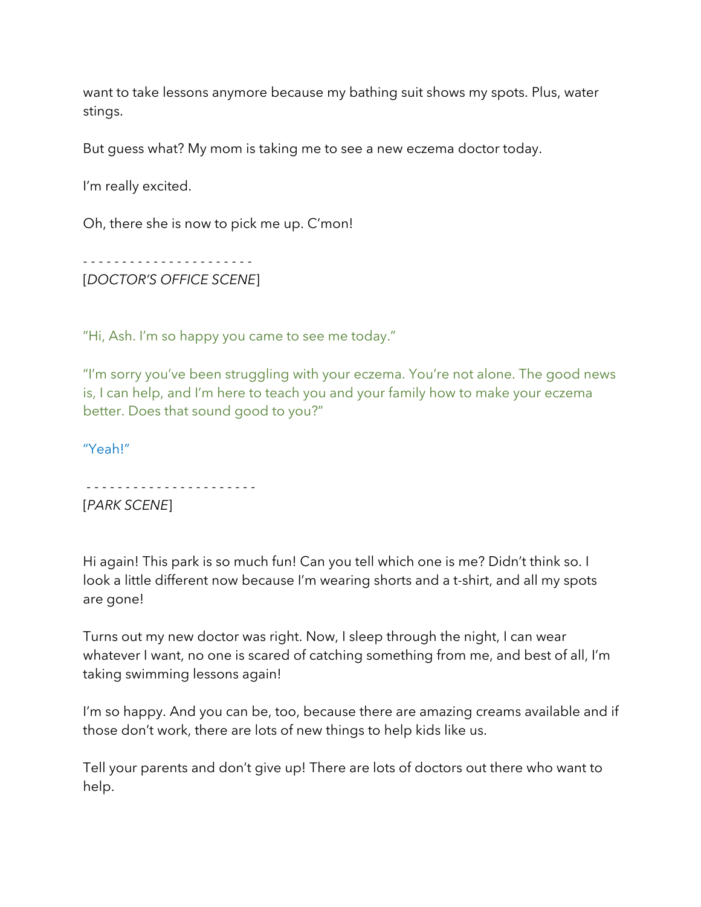want to take lessons anymore because my bathing suit shows my spots. Plus, water stings.

But guess what? My mom is taking me to see a new eczema doctor today.

I'm really excited.

Oh, there she is now to pick me up. C'mon!

- - - - - - - - - - - - - - - - - - - - - -

[*DOCTOR'S OFFICE SCENE*]

"Hi, Ash. I'm so happy you came to see me today."

"I'm sorry you've been struggling with your eczema. You're not alone. The good news is, I can help, and I'm here to teach you and your family how to make your eczema better. Does that sound good to you?"

"Yeah!"

- - - - - - - - - - - - - - - - - - - - - -

[*PARK SCENE*]

Hi again! This park is so much fun! Can you tell which one is me? Didn't think so. I look a little different now because I'm wearing shorts and a t-shirt, and all my spots are gone!

Turns out my new doctor was right. Now, I sleep through the night, I can wear whatever I want, no one is scared of catching something from me, and best of all, I'm taking swimming lessons again!

I'm so happy. And you can be, too, because there are amazing creams available and if those don't work, there are lots of new things to help kids like us.

Tell your parents and don't give up! There are lots of doctors out there who want to help.